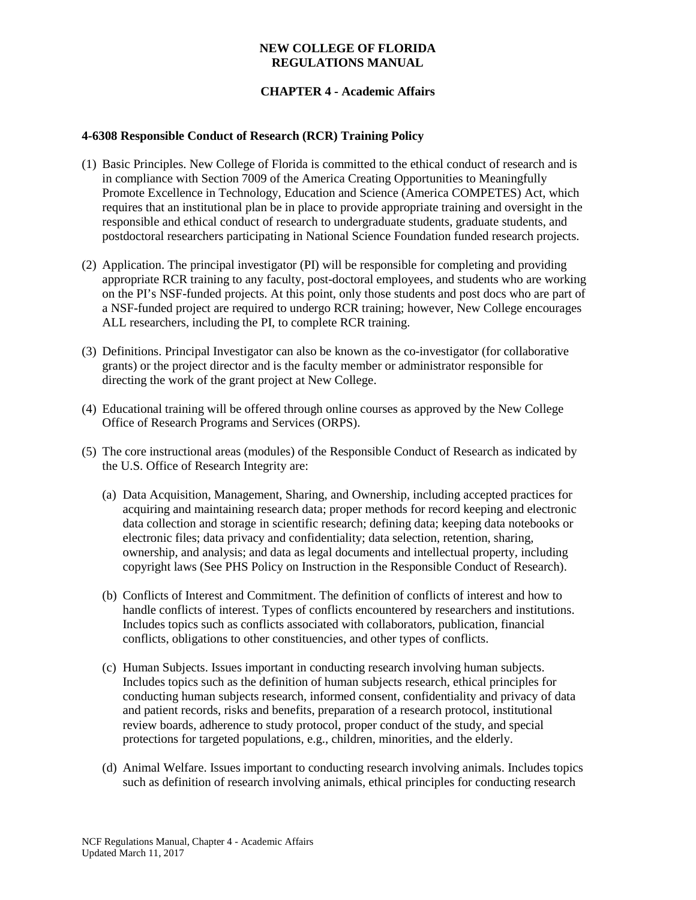**NEW COLLEGE OF FLORIDA**
**REGULATIONS MANUAL**

**CHAPTER 4 - Academic Affairs**

### 4-6308 Responsible Conduct of Research (RCR) Training Policy

(1) Basic Principles. New College of Florida is committed to the ethical conduct of research and is in compliance with Section 7009 of the America Creating Opportunities to Meaningfully Promote Excellence in Technology, Education and Science (America COMPETES) Act, which requires that an institutional plan be in place to provide appropriate training and oversight in the responsible and ethical conduct of research to undergraduate students, graduate students, and postdoctoral researchers participating in National Science Foundation funded research projects.

(2) Application. The principal investigator (PI) will be responsible for completing and providing appropriate RCR training to any faculty, post-doctoral employees, and students who are working on the PI's NSF-funded projects. At this point, only those students and post docs who are part of a NSF-funded project are required to undergo RCR training; however, New College encourages ALL researchers, including the PI, to complete RCR training.

(3) Definitions. Principal Investigator can also be known as the co-investigator (for collaborative grants) or the project director and is the faculty member or administrator responsible for directing the work of the grant project at New College.

(4) Educational training will be offered through online courses as approved by the New College Office of Research Programs and Services (ORPS).

(5) The core instructional areas (modules) of the Responsible Conduct of Research as indicated by the U.S. Office of Research Integrity are:

   (a) Data Acquisition, Management, Sharing, and Ownership, including accepted practices for acquiring and maintaining research data; proper methods for record keeping and electronic data collection and storage in scientific research; defining data; keeping data notebooks or electronic files; data privacy and confidentiality; data selection, retention, sharing, ownership, and analysis; and data as legal documents and intellectual property, including copyright laws (See PHS Policy on Instruction in the Responsible Conduct of Research).

   (b) Conflicts of Interest and Commitment. The definition of conflicts of interest and how to handle conflicts of interest. Types of conflicts encountered by researchers and institutions. Includes topics such as conflicts associated with collaborators, publication, financial conflicts, obligations to other constituencies, and other types of conflicts.

   (c) Human Subjects. Issues important in conducting research involving human subjects. Includes topics such as the definition of human subjects research, ethical principles for conducting human subjects research, informed consent, confidentiality and privacy of data and patient records, risks and benefits, preparation of a research protocol, institutional review boards, adherence to study protocol, proper conduct of the study, and special protections for targeted populations, e.g., children, minorities, and the elderly.

   (d) Animal Welfare. Issues important to conducting research involving animals. Includes topics such as definition of research involving animals, ethical principles for conducting research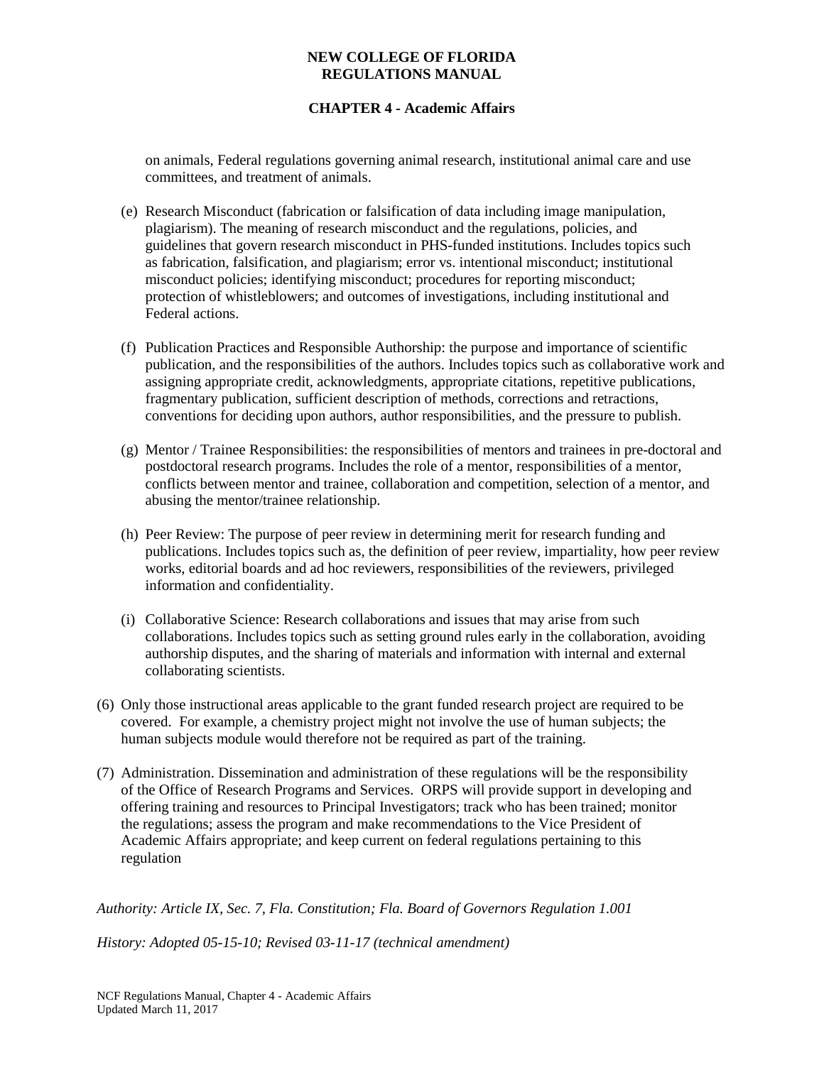on animals, Federal regulations governing animal research, institutional animal care and use committees, and treatment of animals.

(e) Research Misconduct (fabrication or falsification of data including image manipulation, plagiarism). The meaning of research misconduct and the regulations, policies, and guidelines that govern research misconduct in PHS-funded institutions. Includes topics such as fabrication, falsification, and plagiarism; error vs. intentional misconduct; institutional misconduct policies; identifying misconduct; procedures for reporting misconduct; protection of whistleblowers; and outcomes of investigations, including institutional and Federal actions.

(f) Publication Practices and Responsible Authorship: the purpose and importance of scientific publication, and the responsibilities of the authors. Includes topics such as collaborative work and assigning appropriate credit, acknowledgments, appropriate citations, repetitive publications, fragmentary publication, sufficient description of methods, corrections and retractions, conventions for deciding upon authors, author responsibilities, and the pressure to publish.

(g) Mentor / Trainee Responsibilities: the responsibilities of mentors and trainees in pre-doctoral and postdoctoral research programs. Includes the role of a mentor, responsibilities of a mentor, conflicts between mentor and trainee, collaboration and competition, selection of a mentor, and abusing the mentor/trainee relationship.

(h) Peer Review: The purpose of peer review in determining merit for research funding and publications. Includes topics such as, the definition of peer review, impartiality, how peer review works, editorial boards and ad hoc reviewers, responsibilities of the reviewers, privileged information and confidentiality.

(i) Collaborative Science: Research collaborations and issues that may arise from such collaborations. Includes topics such as setting ground rules early in the collaboration, avoiding authorship disputes, and the sharing of materials and information with internal and external collaborating scientists.

(6) Only those instructional areas applicable to the grant funded research project are required to be covered. For example, a chemistry project might not involve the use of human subjects; the human subjects module would therefore not be required as part of the training.

(7) Administration. Dissemination and administration of these regulations will be the responsibility of the Office of Research Programs and Services. ORPS will provide support in developing and offering training and resources to Principal Investigators; track who has been trained; monitor the regulations; assess the program and make recommendations to the Vice President of Academic Affairs appropriate; and keep current on federal regulations pertaining to this regulation

*Authority: Article IX, Sec. 7, Fla. Constitution; Fla. Board of Governors Regulation 1.001*

*History: Adopted 05-15-10; Revised 03-11-17 (technical amendment)*